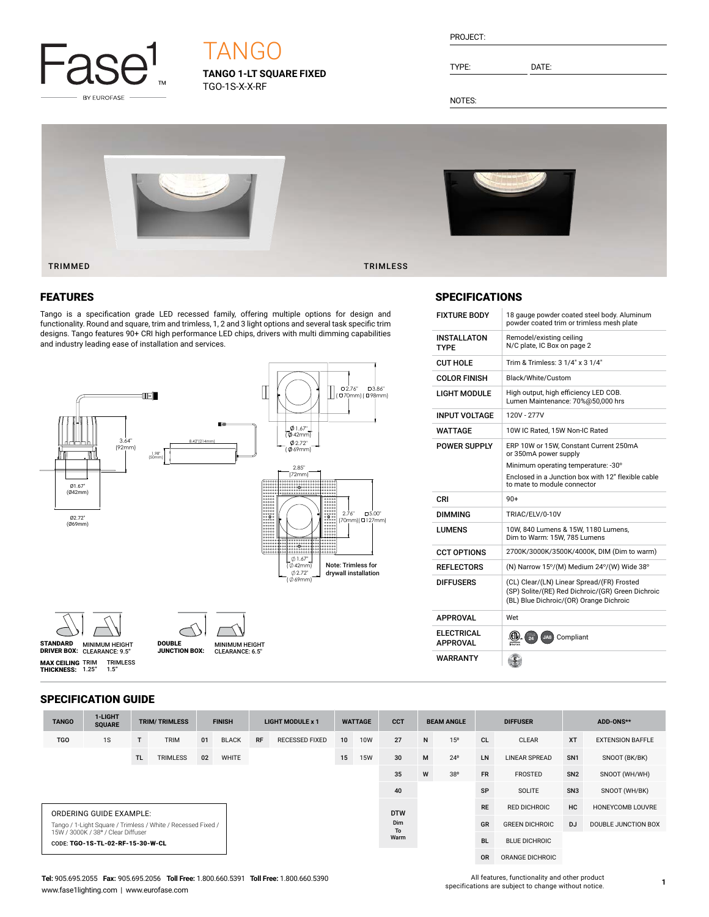Fase1 BY EUROFASE

# TANGO

**TANGO 1-LT SQUARE FIXED**
TGO-1S-X-X-RF

PROJECT:

TYPE: DATE:

NOTES:

TRIMMED TRIMLESS

## FEATURES

Tango is a specification grade LED recessed family, offering multiple options for design and functionality. Round and square, trim and trimless, 1, 2 and 3 light options and several task specific trim designs. Tango features 90+ CRI high performance LED chips, drivers with multi dimming capabilities and industry leading ease of installation and services.

3.64" (92mm)
Ø1.67" (Ø42mm)
Ø2.72" (Ø69mm)
1.98" [50mm]
8.42"[214mm]
□2.76" (□70mm) | □3.86" (□98mm)
Ø 1.67" (Ø 42mm)
Ø 2.72" (Ø 69mm)
2.85" [72mm]
2.76" [70mm] | □5.00" (□127mm)
Ø 1.67" (Ø 42mm)
Ø 2.72" (Ø 69mm)

Note: Trimless for drywall installation

**STANDARD DRIVER BOX:** MINIMUM HEIGHT CLEARANCE: 9.5"

**DOUBLE JUNCTION BOX:** MINIMUM HEIGHT CLEARANCE: 6.5"

**MAX CEILING THICKNESS:** TRIM 1.25" TRIMLESS 1.5"

## SPECIFICATIONS

| | |
|---|---|
| FIXTURE BODY | 18 gauge powder coated steel body. Aluminum powder coated trim or trimless mesh plate |
| INSTALLATON TYPE | Remodel/existing ceiling N/C plate, IC Box on page 2 |
| CUT HOLE | Trim & Trimless: 3 1/4" x 3 1/4" |
| COLOR FINISH | Black/White/Custom |
| LIGHT MODULE | High output, high efficiency LED COB. Lumen Maintenance: 70%@50,000 hrs |
| INPUT VOLTAGE | 120V - 277V |
| WATTAGE | 10W IC Rated, 15W Non-IC Rated |
| POWER SUPPLY | ERP 10W or 15W, Constant Current 250mA or 350mA power supply<br>Minimum operating temperature: -30º<br>Enclosed in a Junction box with 12" flexible cable to mate to module connector |
| CRI | 90+ |
| DIMMING | TRIAC/ELV/0-10V |
| LUMENS | 10W, 840 Lumens & 15W, 1180 Lumens, Dim to Warm: 15W, 785 Lumens |
| CCT OPTIONS | 2700K/3000K/3500K/4000K, DIM (Dim to warm) |
| REFLECTORS | (N) Narrow 15º/(M) Medium 24º/(W) Wide 38º |
| DIFFUSERS | (CL) Clear/(LN) Linear Spread/(FR) Frosted (SP) Solite/(RE) Red Dichroic/(GR) Green Dichroic (BL) Blue Dichroic/(OR) Orange Dichroic |
| APPROVAL | Wet |
| ELECTRICAL APPROVAL | Compliant |
| WARRANTY | |

## SPECIFICATION GUIDE

| TANGO | 1-LIGHT SQUARE | TRIM/ TRIMLESS | | FINISH | | LIGHT MODULE x 1 | | WATTAGE | | CCT | BEAM ANGLE | | DIFFUSER | | ADD-ONS** | |
|---|---|---|---|---|---|---|---|---|---|---|---|---|---|---|---|---|
| TGO | 1S | T | TRIM | 01 | BLACK | RF | RECESSED FIXED | 10 | 10W | 27 | N | 15º | CL | CLEAR | XT | EXTENSION BAFFLE |
| | | TL | TRIMLESS | 02 | WHITE | | | 15 | 15W | 30 | M | 24º | LN | LINEAR SPREAD | SN1 | SNOOT (BK/BK) |
| | | | | | | | | | | 35 | W | 38º | FR | FROSTED | SN2 | SNOOT (WH/WH) |
| | | | | | | | | | | 40 | | | SP | SOLITE | SN3 | SNOOT (WH/BK) |
| | | | | | | | | | | DTW Dim To Warm | | | RE | RED DICHROIC | HC | HONEYCOMB LOUVRE |
| | | | | | | | | | | | | | GR | GREEN DICHROIC | DJ | DOUBLE JUNCTION BOX |
| | | | | | | | | | | | | | BL | BLUE DICHROIC | | |
| | | | | | | | | | | | | | OR | ORANGE DICHROIC | | |

ORDERING GUIDE EXAMPLE:
Tango / 1-Light Square / Trimless / White / Recessed Fixed / 15W / 3000K / 38º / Clear Diffuser
CODE: **TGO-1S-TL-02-RF-15-30-W-CL**

**Tel:** 905.695.2055 **Fax:** 905.695.2056 **Toll Free:** 1.800.660.5391 **Toll Free:** 1.800.660.5390
www.fase1lighting.com | www.eurofase.com

All features, functionality and other product specifications are subject to change without notice.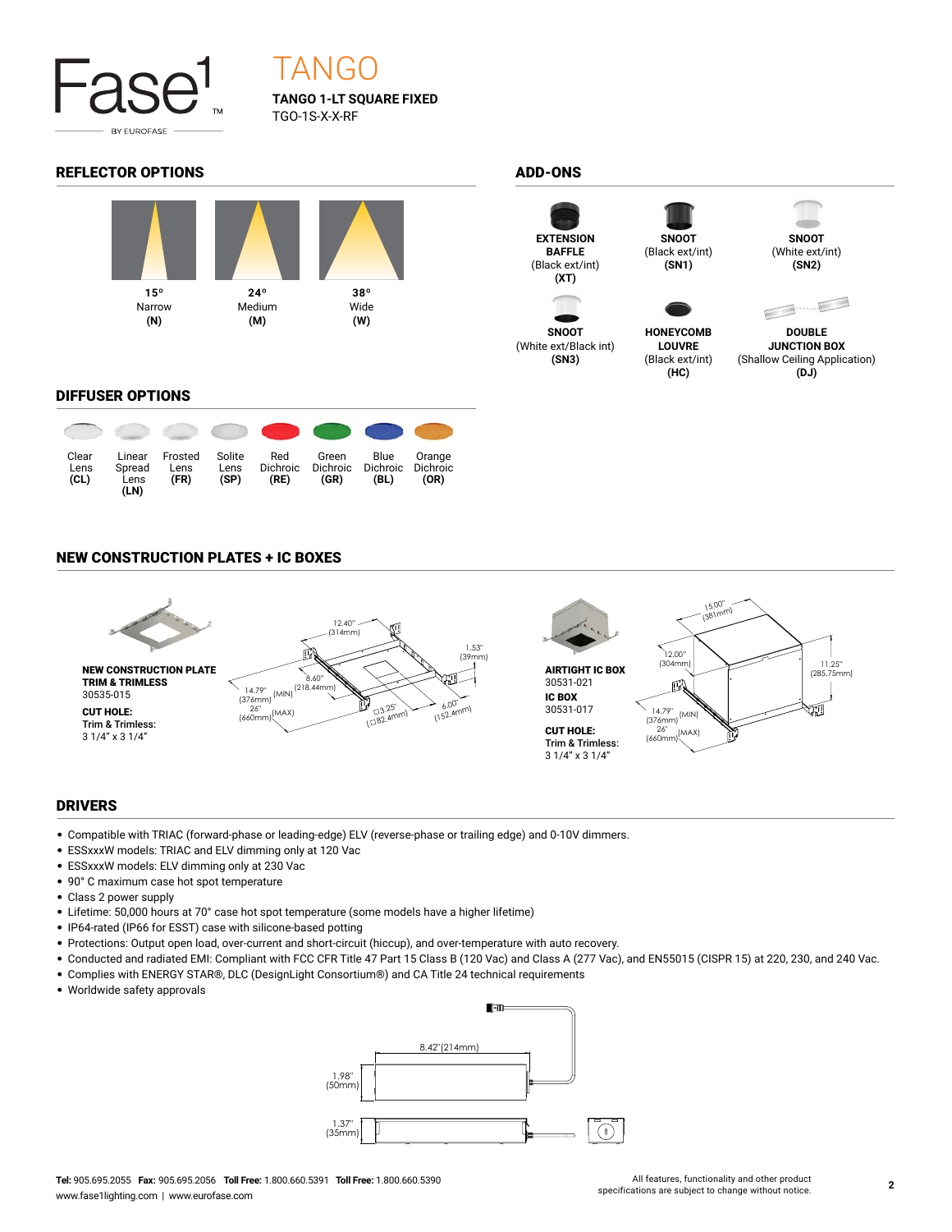Fase1 BY EUROFASE

# TANGO

**TANGO 1-LT SQUARE FIXED**
TGO-1S-X-X-RF

## REFLECTOR OPTIONS

| 15° Narrow (N) | 24° Medium (M) | 38° Wide (W) |
|---|---|---|

## ADD-ONS

- **EXTENSION BAFFLE** (Black ext/int) **(XT)**
- **SNOOT** (Black ext/int) **(SN1)**
- **SNOOT** (White ext/int) **(SN2)**
- **SNOOT** (White ext/Black int) **(SN3)**
- **HONEYCOMB LOUVRE** (Black ext/int) **(HC)**
- **DOUBLE JUNCTION BOX** (Shallow Ceiling Application) **(DJ)**

## DIFFUSER OPTIONS

| Clear Lens (CL) | Linear Spread Lens (LN) | Frosted Lens (FR) | Solite Lens (SP) | Red Dichroic (RE) | Green Dichroic (GR) | Blue Dichroic (BL) | Orange Dichroic (OR) |
|---|---|---|---|---|---|---|---|

## NEW CONSTRUCTION PLATES + IC BOXES

**NEW CONSTRUCTION PLATE TRIM & TRIMLESS**
30535-015

**CUT HOLE:**
Trim & Trimless:
3 1/4" x 3 1/4"

12.40" (314mm); 1.53" (39mm); 8.60" (218.44mm); 14.79" (376mm) (MIN); 26" (660mm) (MAX); □3.25" (□82.4mm); 6.00" (152.4mm)

**AIRTIGHT IC BOX**
30531-021
**IC BOX**
30531-017

**CUT HOLE:**
Trim & Trimless:
3 1/4" x 3 1/4"

15.00" (381mm); 12.00" (304mm); 11.25" (285.75mm); 14.79" (376mm) (MIN); 26" (660mm) (MAX)

## DRIVERS

- Compatible with TRIAC (forward-phase or leading-edge) ELV (reverse-phase or trailing edge) and 0-10V dimmers.
- ESSxxxW models: TRIAC and ELV dimming only at 120 Vac
- ESSxxxW models: ELV dimming only at 230 Vac
- 90° C maximum case hot spot temperature
- Class 2 power supply
- Lifetime: 50,000 hours at 70° case hot spot temperature (some models have a higher lifetime)
- IP64-rated (IP66 for ESST) case with silicone-based potting
- Protections: Output open load, over-current and short-circuit (hiccup), and over-temperature with auto recovery.
- Conducted and radiated EMI: Compliant with FCC CFR Title 47 Part 15 Class B (120 Vac) and Class A (277 Vac), and EN55015 (CISPR 15) at 220, 230, and 240 Vac.
- Complies with ENERGY STAR®, DLC (DesignLight Consortium®) and CA Title 24 technical requirements
- Worldwide safety approvals

8.42" (214mm); 1.98" (50mm); 1.37" (35mm)

**Tel:** 905.695.2055 **Fax:** 905.695.2056 **Toll Free:** 1.800.660.5391 **Toll Free:** 1.800.660.5390
www.fase1lighting.com | www.eurofase.com

All features, functionality and other product specifications are subject to change without notice.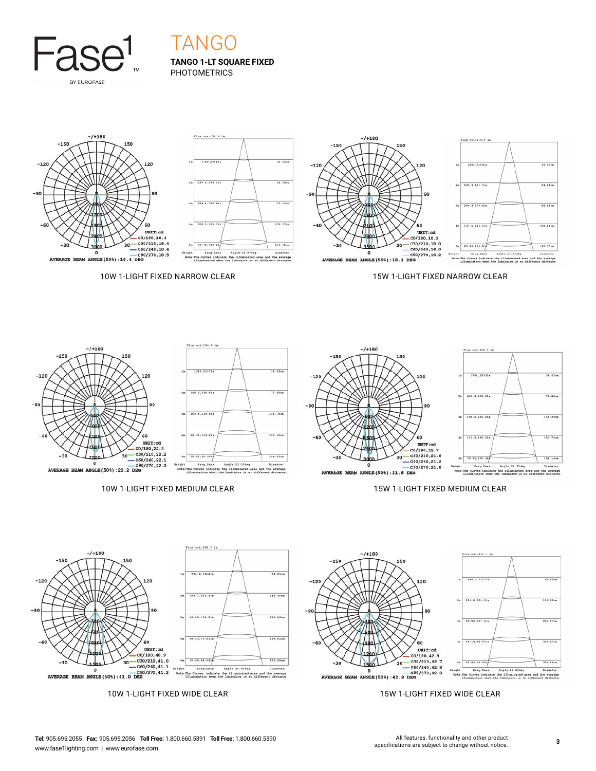# TANGO

**TANGO 1-LT SQUARE FIXED**
PHOTOMETRICS

UNIT:cd
C0/180,18.4
C30/210,18.4
C60/240,18.4
C90/270,18.5
AVERAGE BEAM ANGLE(50%):18.4 DEG

10W 1-LIGHT FIXED NARROW CLEAR

UNIT:cd
C0/180,18.2
C30/210,18.0
C60/240,18.0
C90/270,18.2
AVERAGE BEAM ANGLE(50%):18.1 DEG

15W 1-LIGHT FIXED NARROW CLEAR

UNIT:cd
C0/180,22.3
C30/210,22.2
C60/240,22.1
C90/270,22.0
AVERAGE BEAM ANGLE(50%):22.2 DEG

10W 1-LIGHT FIXED MEDIUM CLEAR

UNIT:cd
C0/180,21.7
C30/210,21.8
C60/240,21.9
C90/270,21.8
AVERAGE BEAM ANGLE(50%):21.8 DEG

15W 1-LIGHT FIXED MEDIUM CLEAR

UNIT:cd
C0/180,40.9
C30/210,41.0
C60/240,41.1
C90/270,41.2
AVERAGE BEAM ANGLE(50%):41.0 DEG

10W 1-LIGHT FIXED WIDE CLEAR

UNIT:cd
C0/180,42.9
C30/210,42.7
C60/240,42.8
C90/270,42.8
AVERAGE BEAM ANGLE(50%):42.8 DEG

15W 1-LIGHT FIXED WIDE CLEAR

**Tel:** 905.695.2055 **Fax:** 905.695.2056 **Toll Free:** 1.800.660.5391 **Toll Free:** 1.800.660.5390
www.fase1lighting.com | www.eurofase.com

All features, functionality and other product specifications are subject to change without notice.